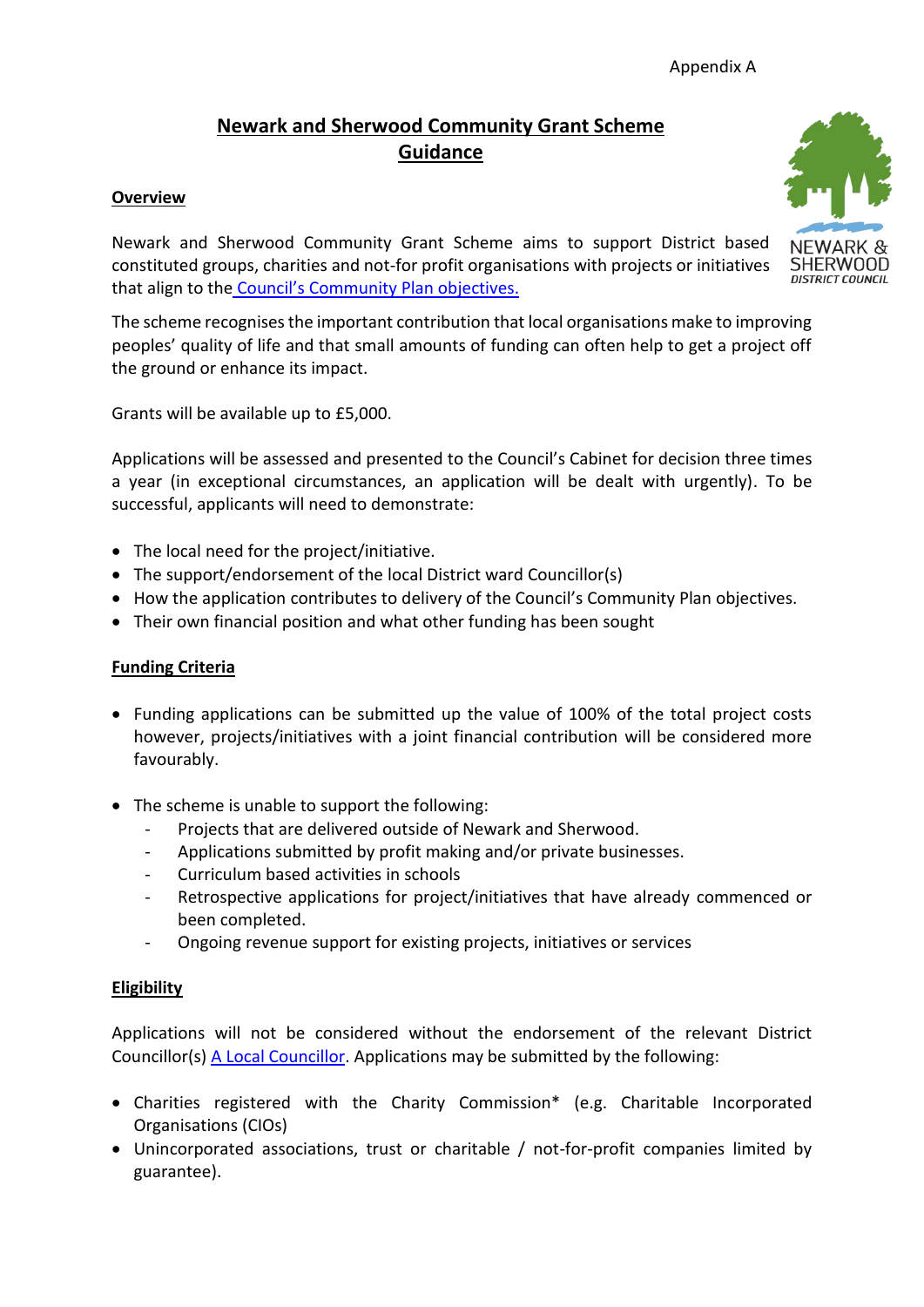Appendix A

# Newark and Sherwood Community Grant Scheme Guidance

## Overview

Newark and Sherwood Community Grant Scheme aims to support District based constituted groups, charities and not-for profit organisations with projects or initiatives that align to the Council's Community Plan objectives.

The scheme recognises the important contribution that local organisations make to improving peoples' quality of life and that small amounts of funding can often help to get a project off the ground or enhance its impact.

Grants will be available up to £5,000.

Applications will be assessed and presented to the Council's Cabinet for decision three times a year (in exceptional circumstances, an application will be dealt with urgently). To be successful, applicants will need to demonstrate:

- The local need for the project/initiative.
- The support/endorsement of the local District ward Councillor(s)
- How the application contributes to delivery of the Council's Community Plan objectives.
- Their own financial position and what other funding has been sought

## Funding Criteria

- Funding applications can be submitted up the value of 100% of the total project costs however, projects/initiatives with a joint financial contribution will be considered more favourably.

- The scheme is unable to support the following:
  - Projects that are delivered outside of Newark and Sherwood.
  - Applications submitted by profit making and/or private businesses.
  - Curriculum based activities in schools
  - Retrospective applications for project/initiatives that have already commenced or been completed.
  - Ongoing revenue support for existing projects, initiatives or services

## Eligibility

Applications will not be considered without the endorsement of the relevant District Councillor(s) A Local Councillor. Applications may be submitted by the following:

- Charities registered with the Charity Commission* (e.g. Charitable Incorporated Organisations (CIOs)
- Unincorporated associations, trust or charitable / not-for-profit companies limited by guarantee).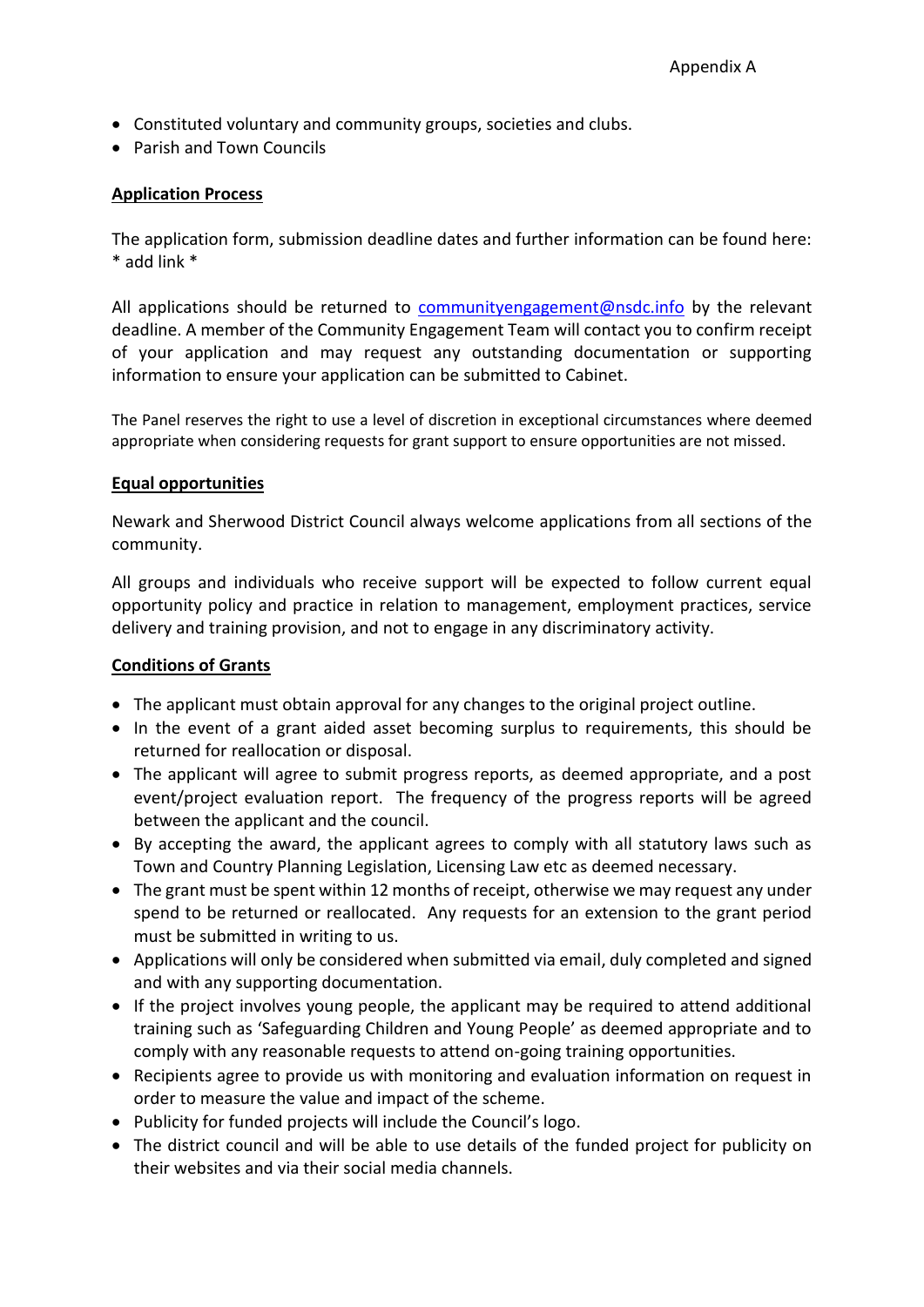Appendix A

- Constituted voluntary and community groups, societies and clubs.
- Parish and Town Councils

**Application Process**

The application form, submission deadline dates and further information can be found here: * add link *

All applications should be returned to [communityengagement@nsdc.info](mailto:communityengagement@nsdc.info) by the relevant deadline. A member of the Community Engagement Team will contact you to confirm receipt of your application and may request any outstanding documentation or supporting information to ensure your application can be submitted to Cabinet.

The Panel reserves the right to use a level of discretion in exceptional circumstances where deemed appropriate when considering requests for grant support to ensure opportunities are not missed.

**Equal opportunities**

Newark and Sherwood District Council always welcome applications from all sections of the community.

All groups and individuals who receive support will be expected to follow current equal opportunity policy and practice in relation to management, employment practices, service delivery and training provision, and not to engage in any discriminatory activity.

**Conditions of Grants**

- The applicant must obtain approval for any changes to the original project outline.
- In the event of a grant aided asset becoming surplus to requirements, this should be returned for reallocation or disposal.
- The applicant will agree to submit progress reports, as deemed appropriate, and a post event/project evaluation report. The frequency of the progress reports will be agreed between the applicant and the council.
- By accepting the award, the applicant agrees to comply with all statutory laws such as Town and Country Planning Legislation, Licensing Law etc as deemed necessary.
- The grant must be spent within 12 months of receipt, otherwise we may request any under spend to be returned or reallocated. Any requests for an extension to the grant period must be submitted in writing to us.
- Applications will only be considered when submitted via email, duly completed and signed and with any supporting documentation.
- If the project involves young people, the applicant may be required to attend additional training such as 'Safeguarding Children and Young People' as deemed appropriate and to comply with any reasonable requests to attend on-going training opportunities.
- Recipients agree to provide us with monitoring and evaluation information on request in order to measure the value and impact of the scheme.
- Publicity for funded projects will include the Council's logo.
- The district council and will be able to use details of the funded project for publicity on their websites and via their social media channels.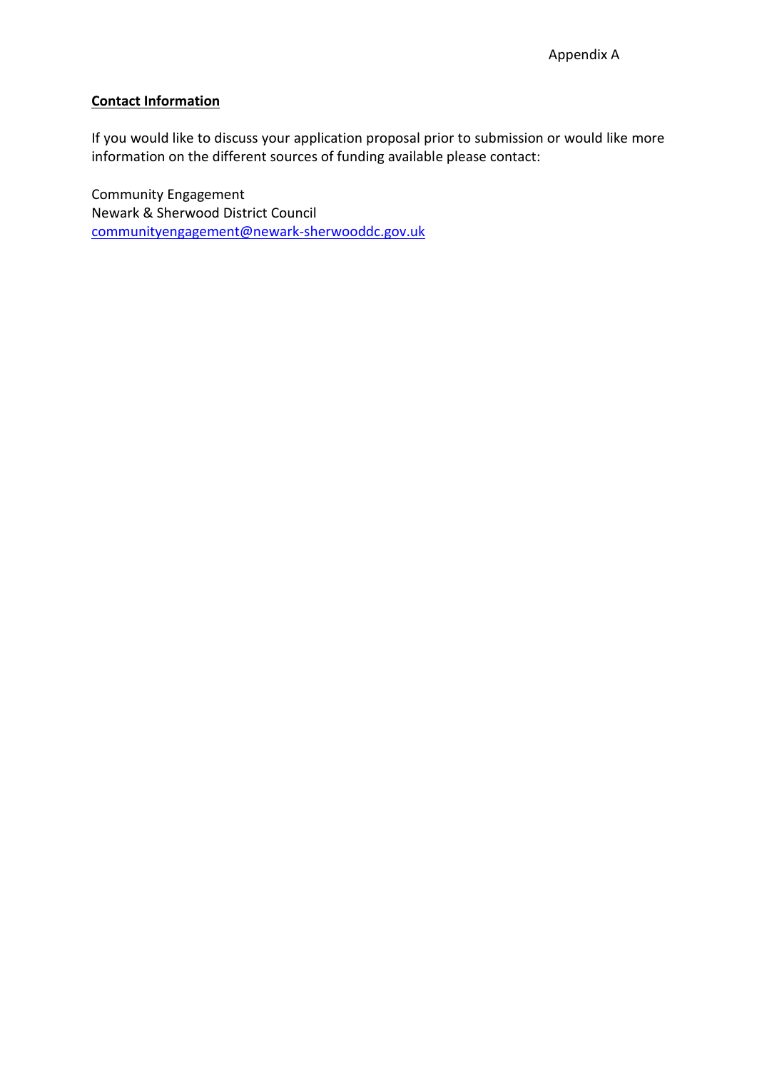Appendix A

**Contact Information**

If you would like to discuss your application proposal prior to submission or would like more information on the different sources of funding available please contact:

Community Engagement
Newark & Sherwood District Council
communityengagement@newark-sherwooddc.gov.uk